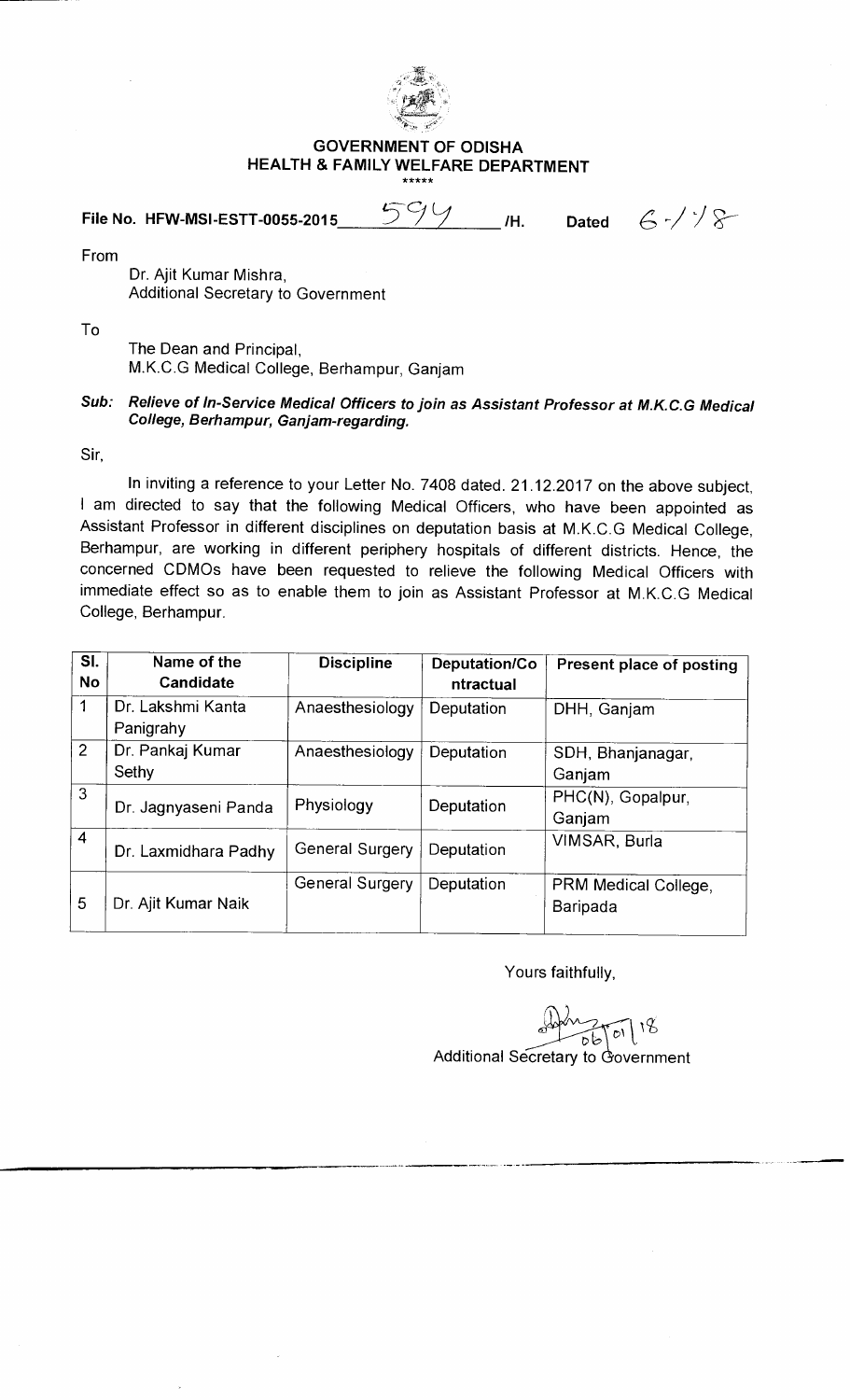# GOVERNMENT OF ODISHA
## HEALTH & FAMILY WELFARE DEPARTMENT

\*\*\*\*\*

**File No. HFW-MSI-ESTT-0055-2015** 594 **/H.** **Dated** 6-/-/8

From

Dr. Ajit Kumar Mishra,
Additional Secretary to Government

To

The Dean and Principal,
M.K.C.G Medical College, Berhampur, Ganjam

***Sub: Relieve of In-Service Medical Officers to join as Assistant Professor at M.K.C.G Medical College, Berhampur, Ganjam-regarding.***

Sir,

In inviting a reference to your Letter No. 7408 dated. 21.12.2017 on the above subject, I am directed to say that the following Medical Officers, who have been appointed as Assistant Professor in different disciplines on deputation basis at M.K.C.G Medical College, Berhampur, are working in different periphery hospitals of different districts. Hence, the concerned CDMOs have been requested to relieve the following Medical Officers with immediate effect so as to enable them to join as Assistant Professor at M.K.C.G Medical College, Berhampur.

| Sl. No | Name of the Candidate | Discipline | Deputation/Contractual | Present place of posting |
|---|---|---|---|---|
| 1 | Dr. Lakshmi Kanta Panigrahy | Anaesthesiology | Deputation | DHH, Ganjam |
| 2 | Dr. Pankaj Kumar Sethy | Anaesthesiology | Deputation | SDH, Bhanjanagar, Ganjam |
| 3 | Dr. Jagnyaseni Panda | Physiology | Deputation | PHC(N), Gopalpur, Ganjam |
| 4 | Dr. Laxmidhara Padhy | General Surgery | Deputation | VIMSAR, Burla |
| 5 | Dr. Ajit Kumar Naik | General Surgery | Deputation | PRM Medical College, Baripada |

Yours faithfully,

06/01/18

Additional Secretary to Government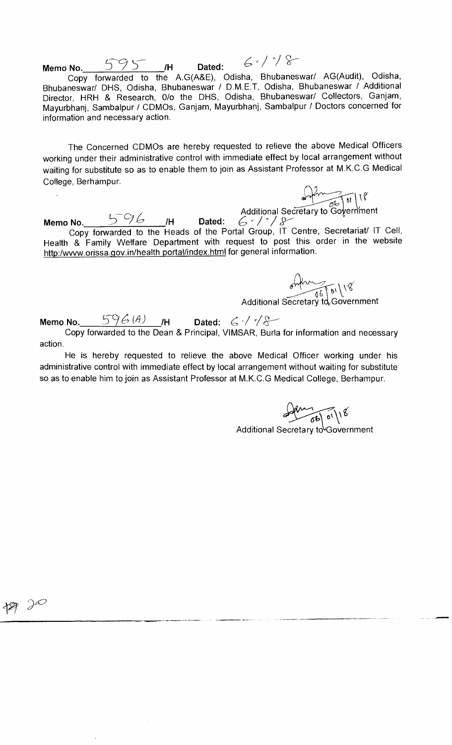Memo No. 595 /H Dated: 6/1/18

Copy forwarded to the A.G(A&E), Odisha, Bhubaneswar/ AG(Audit), Odisha, Bhubaneswar/ DHS, Odisha, Bhubaneswar / D.M.E.T, Odisha, Bhubaneswar / Additional Director, HRH & Research, O/o the DHS, Odisha, Bhubaneswar/ Collectors, Ganjam, Mayurbhanj, Sambalpur / CDMOs, Ganjam, Mayurbhanj, Sambalpur / Doctors concerned for information and necessary action.

The Concerned CDMOs are hereby requested to relieve the above Medical Officers working under their administrative control with immediate effect by local arrangement without waiting for substitute so as to enable them to join as Assistant Professor at M.K.C.G Medical College, Berhampur.

06/01/18
Additional Secretary to Government

Memo No. 596 /H Dated: 6/1/18

Copy forwarded to the Heads of the Portal Group, IT Centre, Secretariat/ IT Cell, Health & Family Welfare Department with request to post this order in the website http:/wvvw.orissa.gov.in/health portal/index.html for general information.

06/01/18
Additional Secretary to Government

Memo No. 596(A) /H Dated: 6/1/18

Copy forwarded to the Dean & Principal, VIMSAR, Burla for information and necessary action.

He is hereby requested to relieve the above Medical Officer working under his administrative control with immediate effect by local arrangement without waiting for substitute so as to enable him to join as Assistant Professor at M.K.C.G Medical College, Berhampur.

06/01/18
Additional Secretary to Government